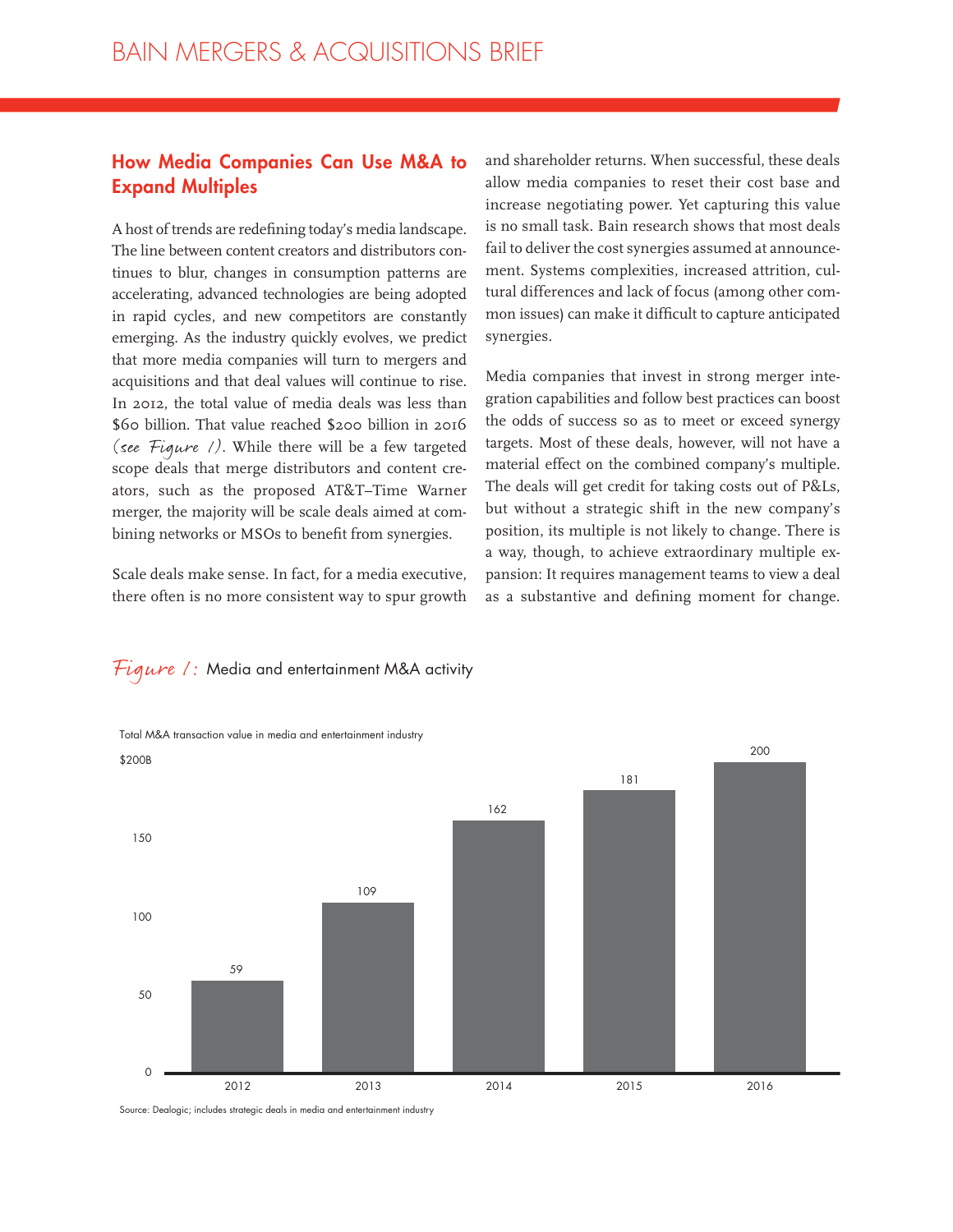## How Media Companies Can Use M&A to Expand Multiples

A host of trends are redefining today's media landscape. The line between content creators and distributors continues to blur, changes in consumption patterns are accelerating, advanced technologies are being adopted in rapid cycles, and new competitors are constantly emerging. As the industry quickly evolves, we predict that more media companies will turn to mergers and acquisitions and that deal values will continue to rise. In 2012, the total value of media deals was less than $60 billion. That value reached $200 billion in 2016 (*see Figure 1*). While there will be a few targeted scope deals that merge distributors and content creators, such as the proposed AT&T–Time Warner merger, the majority will be scale deals aimed at combining networks or MSOs to benefit from synergies.

Scale deals make sense. In fact, for a media executive, there often is no more consistent way to spur growth and shareholder returns. When successful, these deals allow media companies to reset their cost base and increase negotiating power. Yet capturing this value is no small task. Bain research shows that most deals fail to deliver the cost synergies assumed at announcement. Systems complexities, increased attrition, cultural differences and lack of focus (among other common issues) can make it difficult to capture anticipated synergies.

Media companies that invest in strong merger integration capabilities and follow best practices can boost the odds of success so as to meet or exceed synergy targets. Most of these deals, however, will not have a material effect on the combined company's multiple. The deals will get credit for taking costs out of P&Ls, but without a strategic shift in the new company's position, its multiple is not likely to change. There is a way, though, to achieve extraordinary multiple expansion: It requires management teams to view a deal as a substantive and defining moment for change.

*Figure 1:* Media and entertainment M&A activity

Total M&A transaction value in media and entertainment industry ($B)

| Year | Value ($B) |
| --- | --- |
| 2012 | 59 |
| 2013 | 109 |
| 2014 | 162 |
| 2015 | 181 |
| 2016 | 200 |

Source: Dealogic; includes strategic deals in media and entertainment industry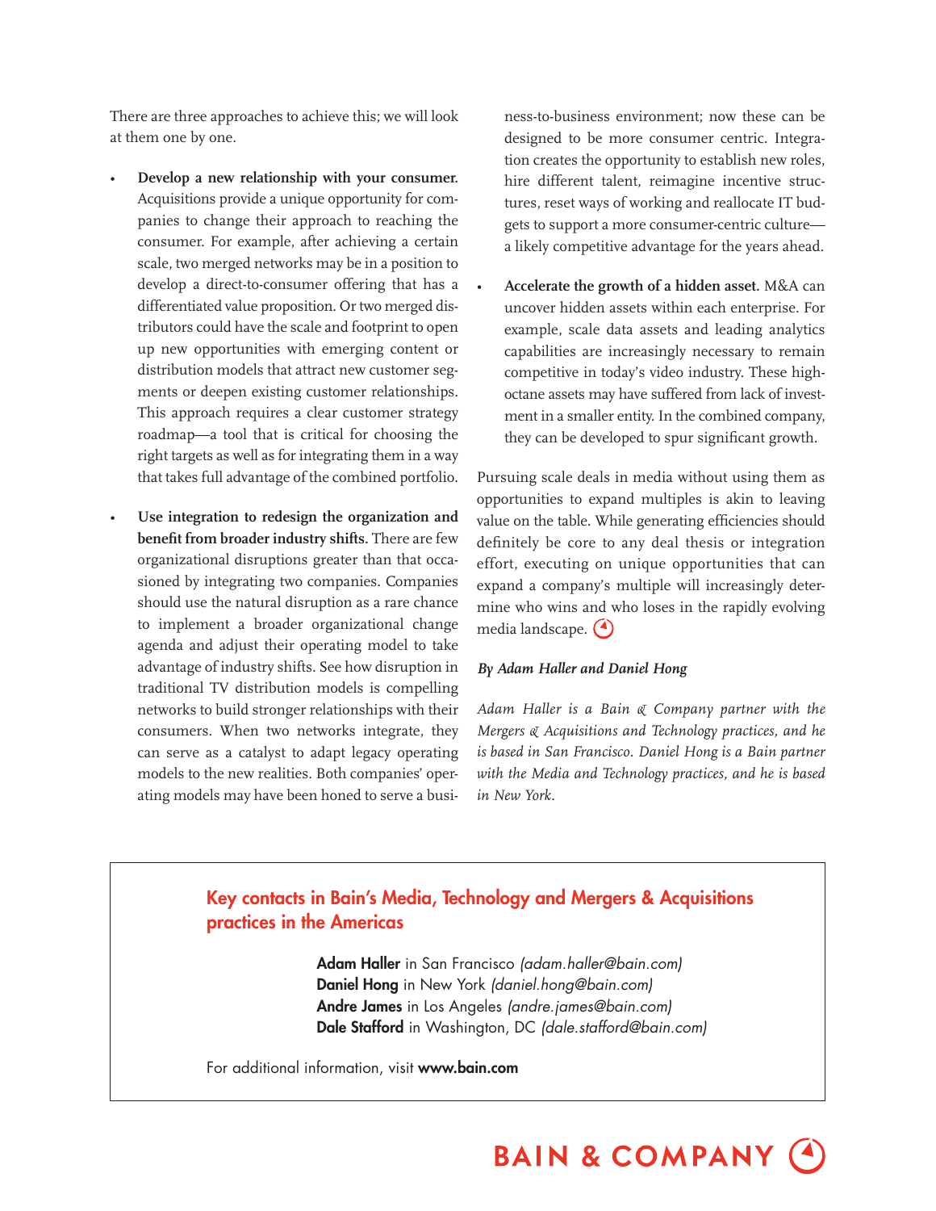There are three approaches to achieve this; we will look at them one by one.

- **Develop a new relationship with your consumer.** Acquisitions provide a unique opportunity for companies to change their approach to reaching the consumer. For example, after achieving a certain scale, two merged networks may be in a position to develop a direct-to-consumer offering that has a differentiated value proposition. Or two merged distributors could have the scale and footprint to open up new opportunities with emerging content or distribution models that attract new customer segments or deepen existing customer relationships. This approach requires a clear customer strategy roadmap—a tool that is critical for choosing the right targets as well as for integrating them in a way that takes full advantage of the combined portfolio.
- **Use integration to redesign the organization and benefit from broader industry shifts.** There are few organizational disruptions greater than that occasioned by integrating two companies. Companies should use the natural disruption as a rare chance to implement a broader organizational change agenda and adjust their operating model to take advantage of industry shifts. See how disruption in traditional TV distribution models is compelling networks to build stronger relationships with their consumers. When two networks integrate, they can serve as a catalyst to adapt legacy operating models to the new realities. Both companies' operating models may have been honed to serve a business-to-business environment; now these can be designed to be more consumer centric. Integration creates the opportunity to establish new roles, hire different talent, reimagine incentive structures, reset ways of working and reallocate IT budgets to support a more consumer-centric culture—a likely competitive advantage for the years ahead.
- **Accelerate the growth of a hidden asset.** M&A can uncover hidden assets within each enterprise. For example, scale data assets and leading analytics capabilities are increasingly necessary to remain competitive in today's video industry. These high-octane assets may have suffered from lack of investment in a smaller entity. In the combined company, they can be developed to spur significant growth.

Pursuing scale deals in media without using them as opportunities to expand multiples is akin to leaving value on the table. While generating efficiencies should definitely be core to any deal thesis or integration effort, executing on unique opportunities that can expand a company's multiple will increasingly determine who wins and who loses in the rapidly evolving media landscape.

***By Adam Haller and Daniel Hong***

*Adam Haller is a Bain & Company partner with the Mergers & Acquisitions and Technology practices, and he is based in San Francisco. Daniel Hong is a Bain partner with the Media and Technology practices, and he is based in New York.*

## Key contacts in Bain's Media, Technology and Mergers & Acquisitions practices in the Americas

**Adam Haller** in San Francisco *(adam.haller@bain.com)*
**Daniel Hong** in New York *(daniel.hong@bain.com)*
**Andre James** in Los Angeles *(andre.james@bain.com)*
**Dale Stafford** in Washington, DC *(dale.stafford@bain.com)*

For additional information, visit **www.bain.com**

BAIN & COMPANY